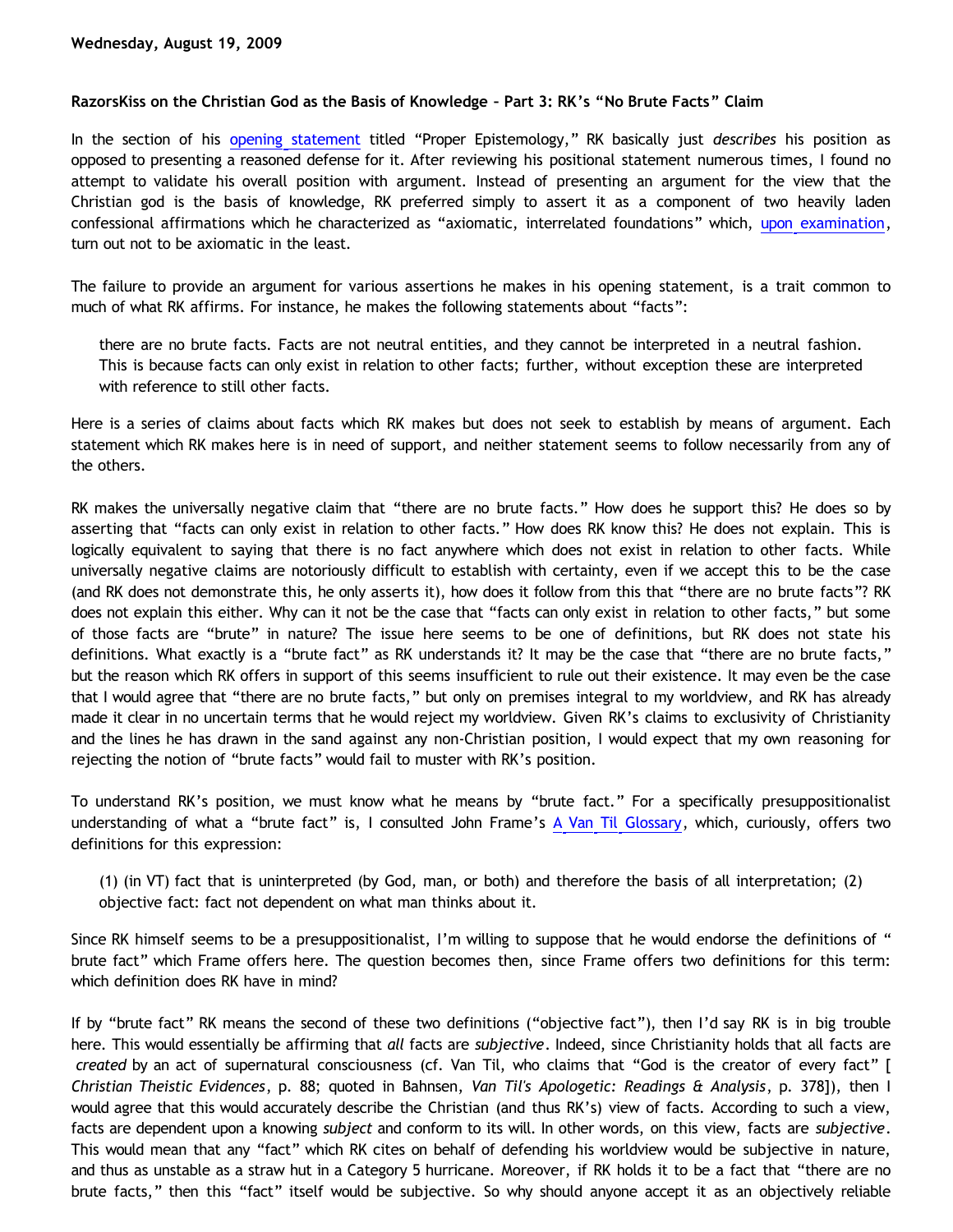**Wednesday, August 19, 2009**

**RazorsKiss on the Christian God as the Basis of Knowledge – Part 3: RK's "No Brute Facts" Claim**

In the section of his opening statement titled "Proper Epistemology," RK basically just *describes* his position as opposed to presenting a reasoned defense for it. After reviewing his positional statement numerous times, I found no attempt to validate his overall position with argument. Instead of presenting an argument for the view that the Christian god is the basis of knowledge, RK preferred simply to assert it as a component of two heavily laden confessional affirmations which he characterized as "axiomatic, interrelated foundations" which, upon examination, turn out not to be axiomatic in the least.

The failure to provide an argument for various assertions he makes in his opening statement, is a trait common to much of what RK affirms. For instance, he makes the following statements about "facts":

> there are no brute facts. Facts are not neutral entities, and they cannot be interpreted in a neutral fashion. This is because facts can only exist in relation to other facts; further, without exception these are interpreted with reference to still other facts.

Here is a series of claims about facts which RK makes but does not seek to establish by means of argument. Each statement which RK makes here is in need of support, and neither statement seems to follow necessarily from any of the others.

RK makes the universally negative claim that "there are no brute facts." How does he support this? He does so by asserting that "facts can only exist in relation to other facts." How does RK know this? He does not explain. This is logically equivalent to saying that there is no fact anywhere which does not exist in relation to other facts. While universally negative claims are notoriously difficult to establish with certainty, even if we accept this to be the case (and RK does not demonstrate this, he only asserts it), how does it follow from this that "there are no brute facts"? RK does not explain this either. Why can it not be the case that "facts can only exist in relation to other facts," but some of those facts are "brute" in nature? The issue here seems to be one of definitions, but RK does not state his definitions. What exactly is a "brute fact" as RK understands it? It may be the case that "there are no brute facts," but the reason which RK offers in support of this seems insufficient to rule out their existence. It may even be the case that I would agree that "there are no brute facts," but only on premises integral to my worldview, and RK has already made it clear in no uncertain terms that he would reject my worldview. Given RK's claims to exclusivity of Christianity and the lines he has drawn in the sand against any non-Christian position, I would expect that my own reasoning for rejecting the notion of "brute facts" would fail to muster with RK's position.

To understand RK's position, we must know what he means by "brute fact." For a specifically presuppositionalist understanding of what a "brute fact" is, I consulted John Frame's A Van Til Glossary, which, curiously, offers two definitions for this expression:

> (1) (in VT) fact that is uninterpreted (by God, man, or both) and therefore the basis of all interpretation; (2) objective fact: fact not dependent on what man thinks about it.

Since RK himself seems to be a presuppositionalist, I'm willing to suppose that he would endorse the definitions of " brute fact" which Frame offers here. The question becomes then, since Frame offers two definitions for this term: which definition does RK have in mind?

If by "brute fact" RK means the second of these two definitions ("objective fact"), then I'd say RK is in big trouble here. This would essentially be affirming that *all* facts are *subjective*. Indeed, since Christianity holds that all facts are *created* by an act of supernatural consciousness (cf. Van Til, who claims that "God is the creator of every fact" [*Christian Theistic Evidences*, p. 88; quoted in Bahnsen, *Van Til's Apologetic: Readings & Analysis*, p. 378]), then I would agree that this would accurately describe the Christian (and thus RK's) view of facts. According to such a view, facts are dependent upon a knowing *subject* and conform to its will. In other words, on this view, facts are *subjective*. This would mean that any "fact" which RK cites on behalf of defending his worldview would be subjective in nature, and thus as unstable as a straw hut in a Category 5 hurricane. Moreover, if RK holds it to be a fact that "there are no brute facts," then this "fact" itself would be subjective. So why should anyone accept it as an objectively reliable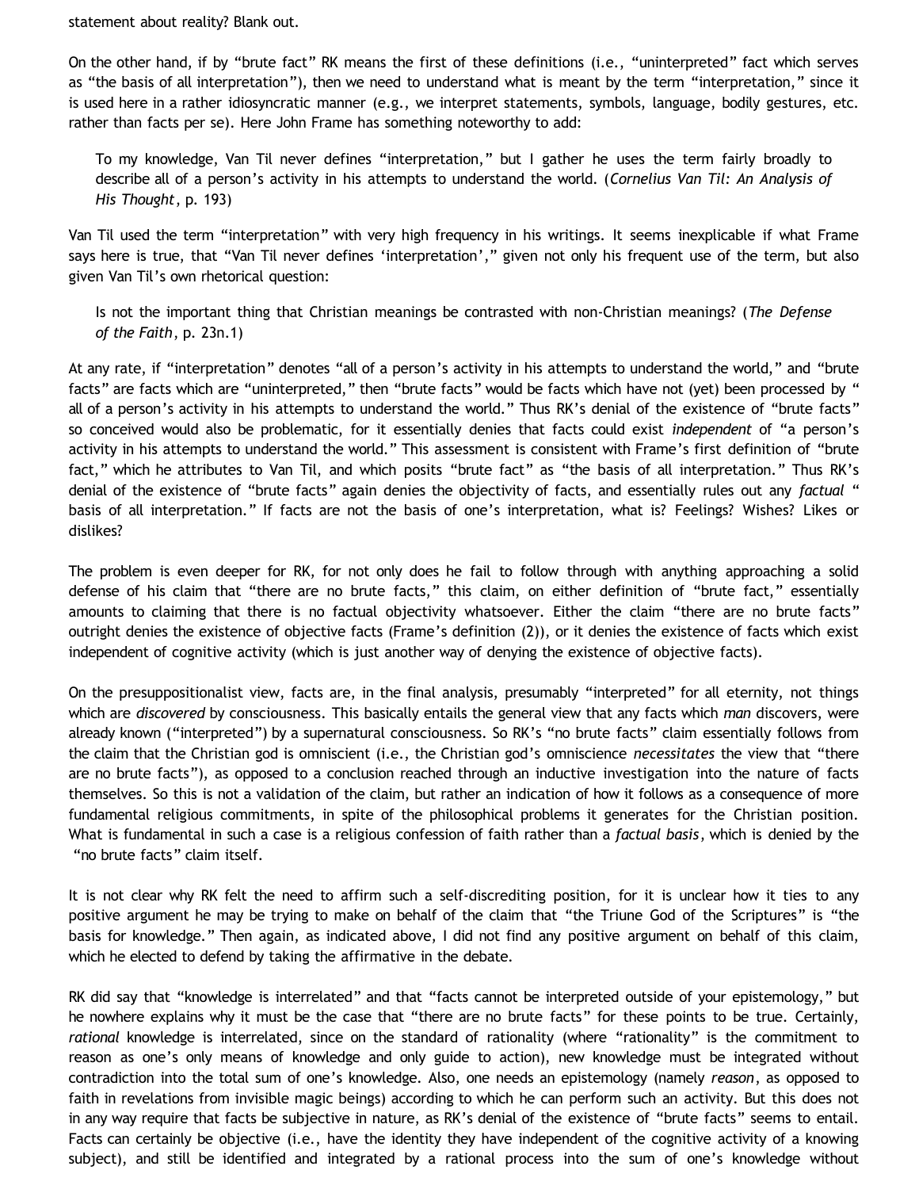statement about reality? Blank out.

On the other hand, if by "brute fact" RK means the first of these definitions (i.e., "uninterpreted" fact which serves as "the basis of all interpretation"), then we need to understand what is meant by the term "interpretation," since it is used here in a rather idiosyncratic manner (e.g., we interpret statements, symbols, language, bodily gestures, etc. rather than facts per se). Here John Frame has something noteworthy to add:

> To my knowledge, Van Til never defines "interpretation," but I gather he uses the term fairly broadly to describe all of a person's activity in his attempts to understand the world. (*Cornelius Van Til: An Analysis of His Thought*, p. 193)

Van Til used the term "interpretation" with very high frequency in his writings. It seems inexplicable if what Frame says here is true, that "Van Til never defines 'interpretation'," given not only his frequent use of the term, but also given Van Til's own rhetorical question:

> Is not the important thing that Christian meanings be contrasted with non-Christian meanings? (*The Defense of the Faith*, p. 23n.1)

At any rate, if "interpretation" denotes "all of a person's activity in his attempts to understand the world," and "brute facts" are facts which are "uninterpreted," then "brute facts" would be facts which have not (yet) been processed by " all of a person's activity in his attempts to understand the world." Thus RK's denial of the existence of "brute facts" so conceived would also be problematic, for it essentially denies that facts could exist *independent* of "a person's activity in his attempts to understand the world." This assessment is consistent with Frame's first definition of "brute fact," which he attributes to Van Til, and which posits "brute fact" as "the basis of all interpretation." Thus RK's denial of the existence of "brute facts" again denies the objectivity of facts, and essentially rules out any *factual* " basis of all interpretation." If facts are not the basis of one's interpretation, what is? Feelings? Wishes? Likes or dislikes?

The problem is even deeper for RK, for not only does he fail to follow through with anything approaching a solid defense of his claim that "there are no brute facts," this claim, on either definition of "brute fact," essentially amounts to claiming that there is no factual objectivity whatsoever. Either the claim "there are no brute facts" outright denies the existence of objective facts (Frame's definition (2)), or it denies the existence of facts which exist independent of cognitive activity (which is just another way of denying the existence of objective facts).

On the presuppositionalist view, facts are, in the final analysis, presumably "interpreted" for all eternity, not things which are *discovered* by consciousness. This basically entails the general view that any facts which *man* discovers, were already known ("interpreted") by a supernatural consciousness. So RK's "no brute facts" claim essentially follows from the claim that the Christian god is omniscient (i.e., the Christian god's omniscience *necessitates* the view that "there are no brute facts"), as opposed to a conclusion reached through an inductive investigation into the nature of facts themselves. So this is not a validation of the claim, but rather an indication of how it follows as a consequence of more fundamental religious commitments, in spite of the philosophical problems it generates for the Christian position. What is fundamental in such a case is a religious confession of faith rather than a *factual basis*, which is denied by the "no brute facts" claim itself.

It is not clear why RK felt the need to affirm such a self-discrediting position, for it is unclear how it ties to any positive argument he may be trying to make on behalf of the claim that "the Triune God of the Scriptures" is "the basis for knowledge." Then again, as indicated above, I did not find any positive argument on behalf of this claim, which he elected to defend by taking the affirmative in the debate.

RK did say that "knowledge is interrelated" and that "facts cannot be interpreted outside of your epistemology," but he nowhere explains why it must be the case that "there are no brute facts" for these points to be true. Certainly, *rational* knowledge is interrelated, since on the standard of rationality (where "rationality" is the commitment to reason as one's only means of knowledge and only guide to action), new knowledge must be integrated without contradiction into the total sum of one's knowledge. Also, one needs an epistemology (namely *reason*, as opposed to faith in revelations from invisible magic beings) according to which he can perform such an activity. But this does not in any way require that facts be subjective in nature, as RK's denial of the existence of "brute facts" seems to entail. Facts can certainly be objective (i.e., have the identity they have independent of the cognitive activity of a knowing subject), and still be identified and integrated by a rational process into the sum of one's knowledge without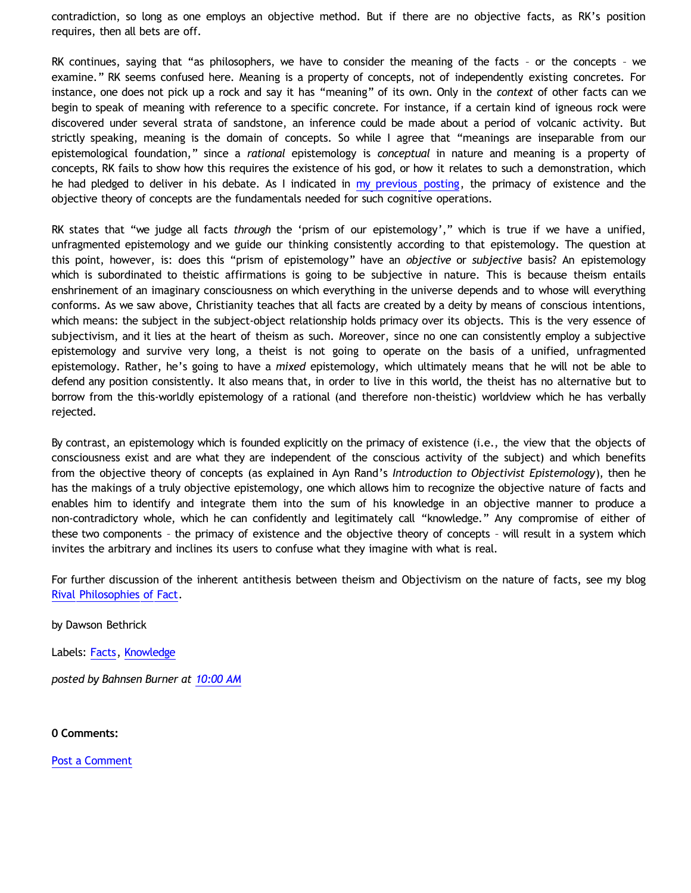contradiction, so long as one employs an objective method. But if there are no objective facts, as RK's position requires, then all bets are off.

RK continues, saying that "as philosophers, we have to consider the meaning of the facts – or the concepts – we examine." RK seems confused here. Meaning is a property of concepts, not of independently existing concretes. For instance, one does not pick up a rock and say it has "meaning" of its own. Only in the *context* of other facts can we begin to speak of meaning with reference to a specific concrete. For instance, if a certain kind of igneous rock were discovered under several strata of sandstone, an inference could be made about a period of volcanic activity. But strictly speaking, meaning is the domain of concepts. So while I agree that "meanings are inseparable from our epistemological foundation," since a *rational* epistemology is *conceptual* in nature and meaning is a property of concepts, RK fails to show how this requires the existence of his god, or how it relates to such a demonstration, which he had pledged to deliver in his debate. As I indicated in [my previous posting](), the primacy of existence and the objective theory of concepts are the fundamentals needed for such cognitive operations.

RK states that "we judge all facts *through* the 'prism of our epistemology'," which is true if we have a unified, unfragmented epistemology and we guide our thinking consistently according to that epistemology. The question at this point, however, is: does this "prism of epistemology" have an *objective* or *subjective* basis? An epistemology which is subordinated to theistic affirmations is going to be subjective in nature. This is because theism entails enshrinement of an imaginary consciousness on which everything in the universe depends and to whose will everything conforms. As we saw above, Christianity teaches that all facts are created by a deity by means of conscious intentions, which means: the subject in the subject-object relationship holds primacy over its objects. This is the very essence of subjectivism, and it lies at the heart of theism as such. Moreover, since no one can consistently employ a subjective epistemology and survive very long, a theist is not going to operate on the basis of a unified, unfragmented epistemology. Rather, he's going to have a *mixed* epistemology, which ultimately means that he will not be able to defend any position consistently. It also means that, in order to live in this world, the theist has no alternative but to borrow from the this-worldly epistemology of a rational (and therefore non-theistic) worldview which he has verbally rejected.

By contrast, an epistemology which is founded explicitly on the primacy of existence (i.e., the view that the objects of consciousness exist and are what they are independent of the conscious activity of the subject) and which benefits from the objective theory of concepts (as explained in Ayn Rand's *Introduction to Objectivist Epistemology*), then he has the makings of a truly objective epistemology, one which allows him to recognize the objective nature of facts and enables him to identify and integrate them into the sum of his knowledge in an objective manner to produce a non-contradictory whole, which he can confidently and legitimately call "knowledge." Any compromise of either of these two components – the primacy of existence and the objective theory of concepts – will result in a system which invites the arbitrary and inclines its users to confuse what they imagine with what is real.

For further discussion of the inherent antithesis between theism and Objectivism on the nature of facts, see my blog [Rival Philosophies of Fact]().

by Dawson Bethrick

Labels: [Facts](), [Knowledge]()

*posted by Bahnsen Burner at [10:00 AM]()*

**0 Comments:**

[Post a Comment]()